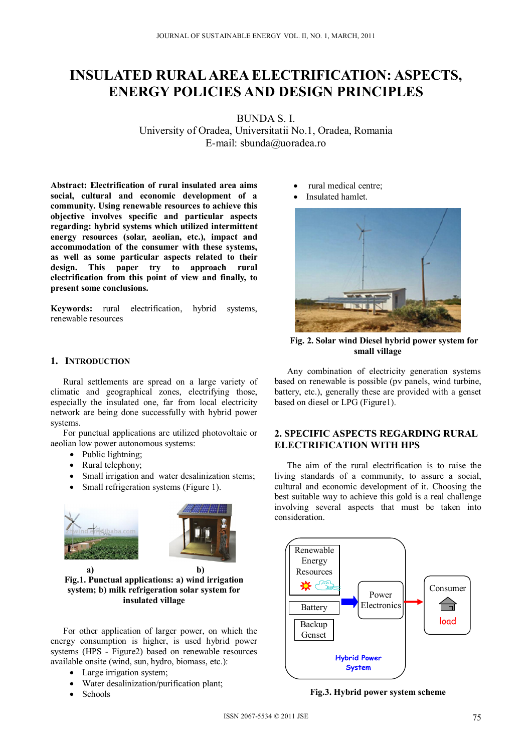# INSULATED RURAL AREA ELECTRIFICATION: ASPECTS, ENERGY POLICIES AND DESIGN PRINCIPLES

BUNDA S. I.
University of Oradea, Universitatii No.1, Oradea, Romania
E-mail: sbunda@uoradea.ro

**Abstract: Electrification of rural insulated area aims social, cultural and economic development of a community. Using renewable resources to achieve this objective involves specific and particular aspects regarding: hybrid systems which utilized intermittent energy resources (solar, aeolian, etc.), impact and accommodation of the consumer with these systems, as well as some particular aspects related to their design. This paper try to approach rural electrification from this point of view and finally, to present some conclusions.**

**Keywords:** rural electrification, hybrid systems, renewable resources

## 1. INTRODUCTION

Rural settlements are spread on a large variety of climatic and geographical zones, electrifying those, especially the insulated one, far from local electricity network are being done successfully with hybrid power systems.

For punctual applications are utilized photovoltaic or aeolian low power autonomous systems:

- Public lightning;
- Rural telephony;
- Small irrigation and water desalinization stems;
- Small refrigeration systems (Figure 1).

a) b)
**Fig.1. Punctual applications: a) wind irrigation system; b) milk refrigeration solar system for insulated village**

For other application of larger power, on which the energy consumption is higher, is used hybrid power systems (HPS - Figure2) based on renewable resources available onsite (wind, sun, hydro, biomass, etc.):

- Large irrigation system;
- Water desalinization/purification plant;
- Schools
- rural medical centre;
- Insulated hamlet.

**Fig. 2. Solar wind Diesel hybrid power system for small village**

Any combination of electricity generation systems based on renewable is possible (pv panels, wind turbine, battery, etc.), generally these are provided with a genset based on diesel or LPG (Figure1).

## 2. SPECIFIC ASPECTS REGARDING RURAL ELECTRIFICATION WITH HPS

The aim of the rural electrification is to raise the living standards of a community, to assure a social, cultural and economic development of it. Choosing the best suitable way to achieve this gold is a real challenge involving several aspects that must be taken into consideration.

**Fig.3. Hybrid power system scheme**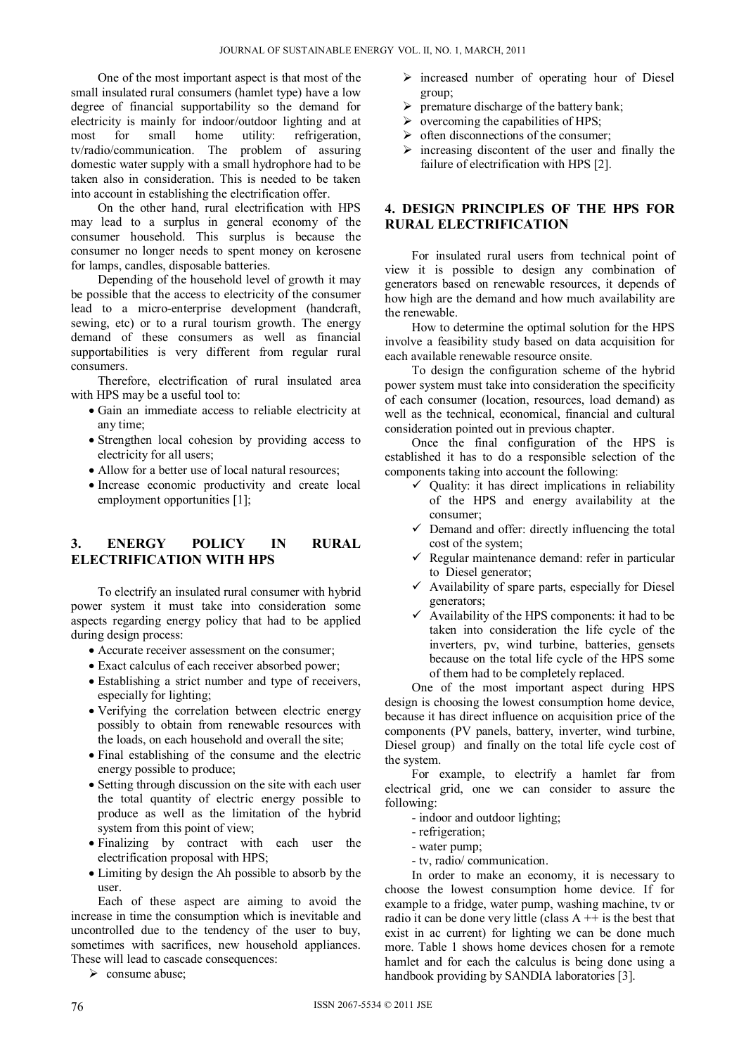One of the most important aspect is that most of the small insulated rural consumers (hamlet type) have a low degree of financial supportability so the demand for electricity is mainly for indoor/outdoor lighting and at most for small home utility: refrigeration, tv/radio/communication. The problem of assuring domestic water supply with a small hydrophore had to be taken also in consideration. This is needed to be taken into account in establishing the electrification offer.

On the other hand, rural electrification with HPS may lead to a surplus in general economy of the consumer household. This surplus is because the consumer no longer needs to spent money on kerosene for lamps, candles, disposable batteries.

Depending of the household level of growth it may be possible that the access to electricity of the consumer lead to a micro-enterprise development (handcraft, sewing, etc) or to a rural tourism growth. The energy demand of these consumers as well as financial supportabilities is very different from regular rural consumers.

Therefore, electrification of rural insulated area with HPS may be a useful tool to:

- Gain an immediate access to reliable electricity at any time;
- Strengthen local cohesion by providing access to electricity for all users;
- Allow for a better use of local natural resources;
- Increase economic productivity and create local employment opportunities [1];

## 3. ENERGY POLICY IN RURAL ELECTRIFICATION WITH HPS

To electrify an insulated rural consumer with hybrid power system it must take into consideration some aspects regarding energy policy that had to be applied during design process:

- Accurate receiver assessment on the consumer;
- Exact calculus of each receiver absorbed power;
- Establishing a strict number and type of receivers, especially for lighting;
- Verifying the correlation between electric energy possibly to obtain from renewable resources with the loads, on each household and overall the site;
- Final establishing of the consume and the electric energy possible to produce;
- Setting through discussion on the site with each user the total quantity of electric energy possible to produce as well as the limitation of the hybrid system from this point of view;
- Finalizing by contract with each user the electrification proposal with HPS;
- Limiting by design the Ah possible to absorb by the user.

Each of these aspect are aiming to avoid the increase in time the consumption which is inevitable and uncontrolled due to the tendency of the user to buy, sometimes with sacrifices, new household appliances. These will lead to cascade consequences:

- consume abuse;
- increased number of operating hour of Diesel group;
- premature discharge of the battery bank;
- overcoming the capabilities of HPS;
- often disconnections of the consumer;
- increasing discontent of the user and finally the failure of electrification with HPS [2].

## 4. DESIGN PRINCIPLES OF THE HPS FOR RURAL ELECTRIFICATION

For insulated rural users from technical point of view it is possible to design any combination of generators based on renewable resources, it depends of how high are the demand and how much availability are the renewable.

How to determine the optimal solution for the HPS involve a feasibility study based on data acquisition for each available renewable resource onsite.

To design the configuration scheme of the hybrid power system must take into consideration the specificity of each consumer (location, resources, load demand) as well as the technical, economical, financial and cultural consideration pointed out in previous chapter.

Once the final configuration of the HPS is established it has to do a responsible selection of the components taking into account the following:

- Quality: it has direct implications in reliability of the HPS and energy availability at the consumer;
- Demand and offer: directly influencing the total cost of the system;
- Regular maintenance demand: refer in particular to Diesel generator;
- Availability of spare parts, especially for Diesel generators;
- Availability of the HPS components: it had to be taken into consideration the life cycle of the inverters, pv, wind turbine, batteries, gensets because on the total life cycle of the HPS some of them had to be completely replaced.

One of the most important aspect during HPS design is choosing the lowest consumption home device, because it has direct influence on acquisition price of the components (PV panels, battery, inverter, wind turbine, Diesel group) and finally on the total life cycle cost of the system.

For example, to electrify a hamlet far from electrical grid, one we can consider to assure the following:

- indoor and outdoor lighting;
- refrigeration;
- water pump;
- tv, radio/ communication.

In order to make an economy, it is necessary to choose the lowest consumption home device. If for example to a fridge, water pump, washing machine, tv or radio it can be done very little (class A ++ is the best that exist in ac current) for lighting we can be done much more. Table 1 shows home devices chosen for a remote hamlet and for each the calculus is being done using a handbook providing by SANDIA laboratories [3].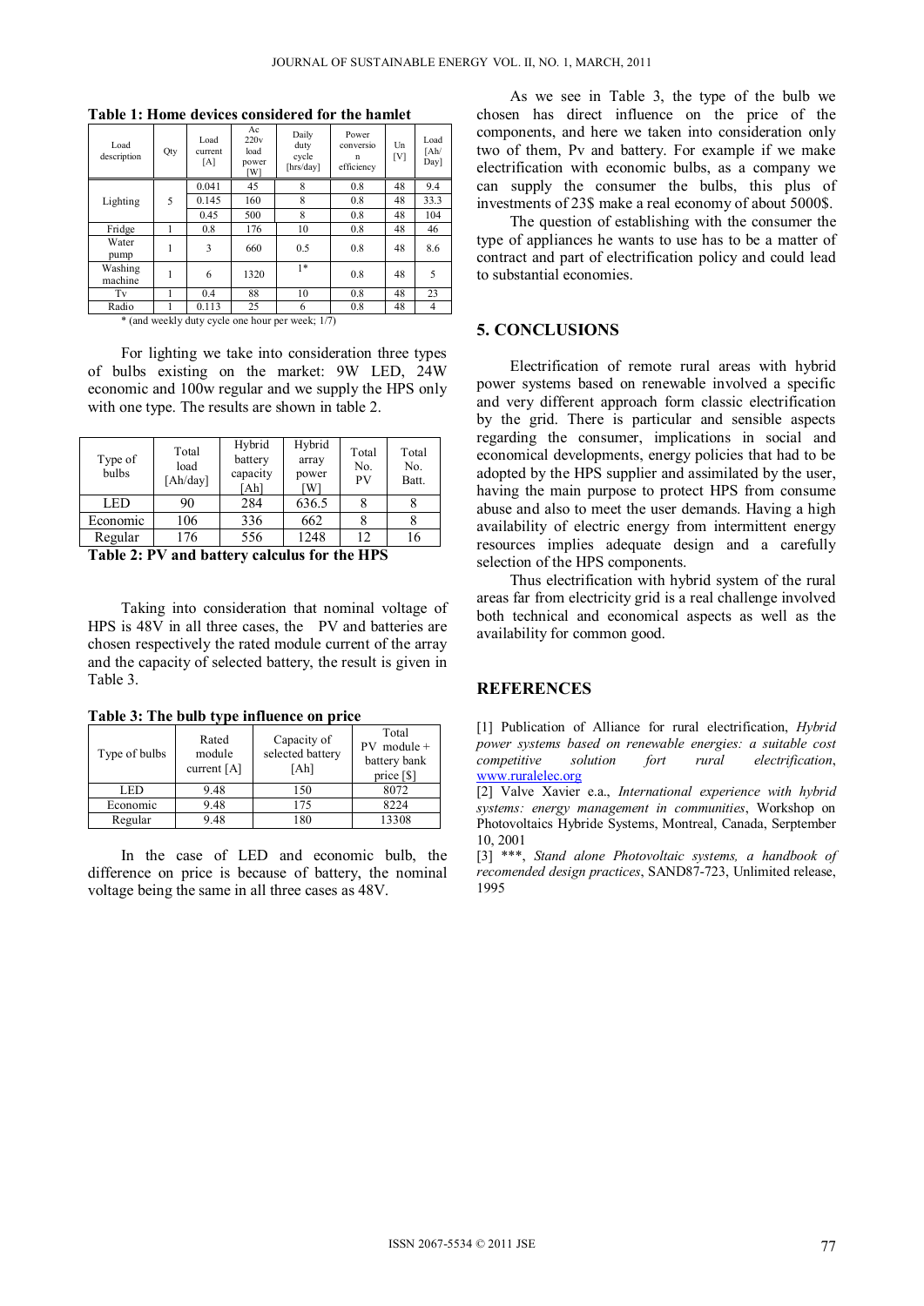**Table 1: Home devices considered for the hamlet**

| Load description | Qty | Load current [A] | Ac 220v load power [W] | Daily duty cycle [hrs/day] | Power conversion efficiency | Un [V] | Load [Ah/ Day] |
|---|---|---|---|---|---|---|---|
| Lighting | 5 | 0.041 | 45 | 8 | 0.8 | 48 | 9.4 |
| | | 0.145 | 160 | 8 | 0.8 | 48 | 33.3 |
| | | 0.45 | 500 | 8 | 0.8 | 48 | 104 |
| Fridge | 1 | 0.8 | 176 | 10 | 0.8 | 48 | 46 |
| Water pump | 1 | 3 | 660 | 0.5 | 0.8 | 48 | 8.6 |
| Washing machine | 1 | 6 | 1320 | 1* | 0.8 | 48 | 5 |
| Tv | 1 | 0.4 | 88 | 10 | 0.8 | 48 | 23 |
| Radio | 1 | 0.113 | 25 | 6 | 0.8 | 48 | 4 |

\* (and weekly duty cycle one hour per week; 1/7)

For lighting we take into consideration three types of bulbs existing on the market: 9W LED, 24W economic and 100w regular and we supply the HPS only with one type. The results are shown in table 2.

| Type of bulbs | Total load [Ah/day] | Hybrid battery capacity [Ah] | Hybrid array power [W] | Total No. PV | Total No. Batt. |
|---|---|---|---|---|---|
| LED | 90 | 284 | 636.5 | 8 | 8 |
| Economic | 106 | 336 | 662 | 8 | 8 |
| Regular | 176 | 556 | 1248 | 12 | 16 |

**Table 2: PV and battery calculus for the HPS**

Taking into consideration that nominal voltage of HPS is 48V in all three cases, the PV and batteries are chosen respectively the rated module current of the array and the capacity of selected battery, the result is given in Table 3.

**Table 3: The bulb type influence on price**

| Type of bulbs | Rated module current [A] | Capacity of selected battery [Ah] | Total PV module + battery bank price [$] |
|---|---|---|---|
| LED | 9.48 | 150 | 8072 |
| Economic | 9.48 | 175 | 8224 |
| Regular | 9.48 | 180 | 13308 |

In the case of LED and economic bulb, the difference on price is because of battery, the nominal voltage being the same in all three cases as 48V.

As we see in Table 3, the type of the bulb we chosen has direct influence on the price of the components, and here we taken into consideration only two of them, Pv and battery. For example if we make electrification with economic bulbs, as a company we can supply the consumer the bulbs, this plus of investments of 23$ make a real economy of about 5000$.

The question of establishing with the consumer the type of appliances he wants to use has to be a matter of contract and part of electrification policy and could lead to substantial economies.

## 5. CONCLUSIONS

Electrification of remote rural areas with hybrid power systems based on renewable involved a specific and very different approach form classic electrification by the grid. There is particular and sensible aspects regarding the consumer, implications in social and economical developments, energy policies that had to be adopted by the HPS supplier and assimilated by the user, having the main purpose to protect HPS from consume abuse and also to meet the user demands. Having a high availability of electric energy from intermittent energy resources implies adequate design and a carefully selection of the HPS components.

Thus electrification with hybrid system of the rural areas far from electricity grid is a real challenge involved both technical and economical aspects as well as the availability for common good.

## REFERENCES

[1] Publication of Alliance for rural electrification, *Hybrid power systems based on renewable energies: a suitable cost competitive solution fort rural electrification*, www.ruralelec.org

[2] Valve Xavier e.a., *International experience with hybrid systems: energy management in communities*, Workshop on Photovoltaics Hybride Systems, Montreal, Canada, Serptember 10, 2001

[3] \*\*\*, *Stand alone Photovoltaic systems, a handbook of recomended design practices*, SAND87-723, Unlimited release, 1995